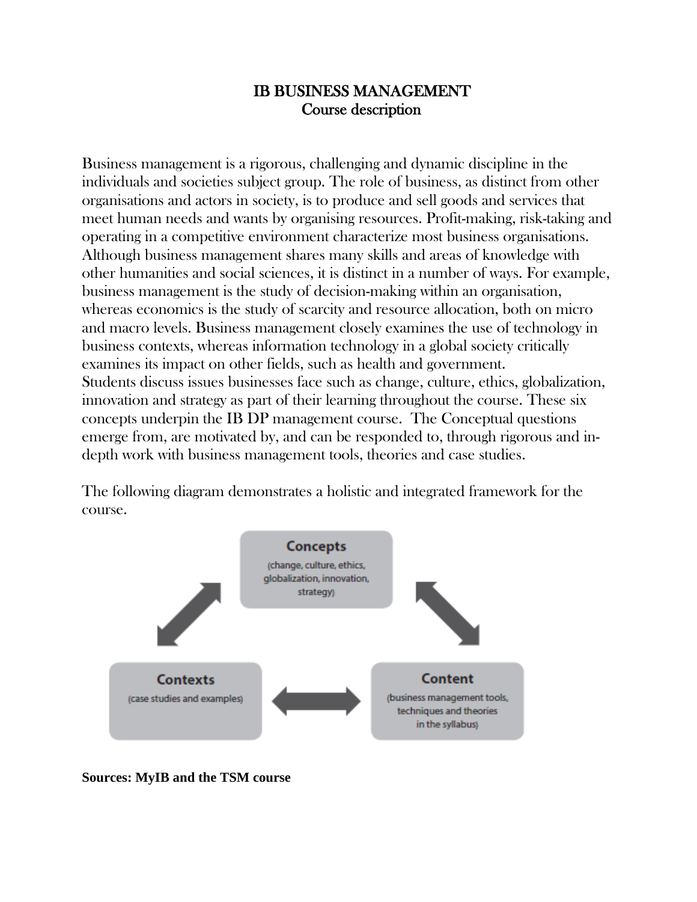# IB BUSINESS MANAGEMENT
## Course description

Business management is a rigorous, challenging and dynamic discipline in the individuals and societies subject group. The role of business, as distinct from other organisations and actors in society, is to produce and sell goods and services that meet human needs and wants by organising resources. Profit-making, risk-taking and operating in a competitive environment characterize most business organisations. Although business management shares many skills and areas of knowledge with other humanities and social sciences, it is distinct in a number of ways. For example, business management is the study of decision-making within an organisation, whereas economics is the study of scarcity and resource allocation, both on micro and macro levels. Business management closely examines the use of technology in business contexts, whereas information technology in a global society critically examines its impact on other fields, such as health and government.
Students discuss issues businesses face such as change, culture, ethics, globalization, innovation and strategy as part of their learning throughout the course. These six concepts underpin the IB DP management course. The Conceptual questions emerge from, are motivated by, and can be responded to, through rigorous and in-depth work with business management tools, theories and case studies.

The following diagram demonstrates a holistic and integrated framework for the course.

**Concepts**
(change, culture, ethics, globalization, innovation, strategy)

**Contexts**
(case studies and examples)

**Content**
(business management tools, techniques and theories in the syllabus)

**Sources: MyIB and the TSM course**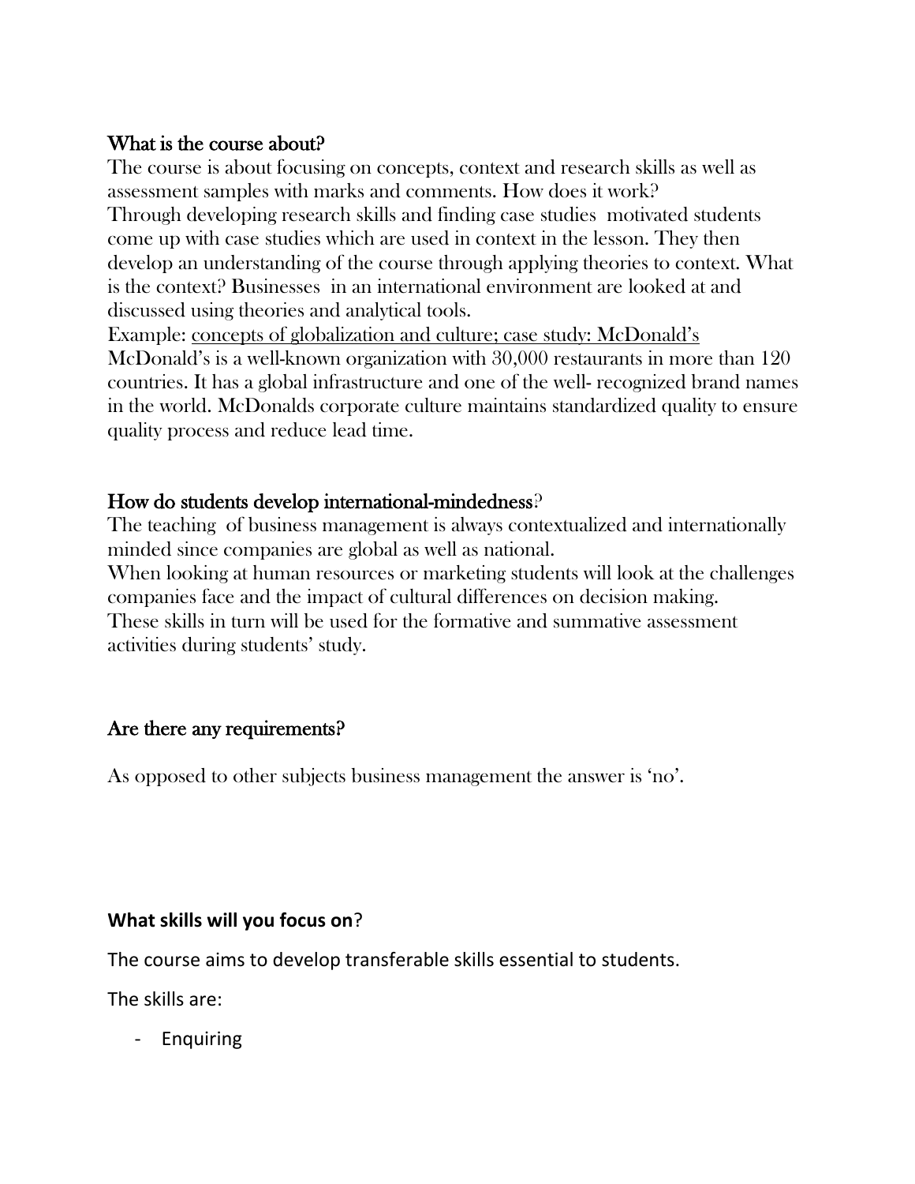## What is the course about?

The course is about focusing on concepts, context and research skills as well as assessment samples with marks and comments. How does it work?

Through developing research skills and finding case studies motivated students come up with case studies which are used in context in the lesson. They then develop an understanding of the course through applying theories to context. What is the context? Businesses in an international environment are looked at and discussed using theories and analytical tools.

Example: <u>concepts of globalization and culture; case study: McDonald's</u>

McDonald's is a well-known organization with 30,000 restaurants in more than 120 countries. It has a global infrastructure and one of the well- recognized brand names in the world. McDonalds corporate culture maintains standardized quality to ensure quality process and reduce lead time.

## How do students develop international-mindedness?

The teaching of business management is always contextualized and internationally minded since companies are global as well as national.

When looking at human resources or marketing students will look at the challenges companies face and the impact of cultural differences on decision making.

These skills in turn will be used for the formative and summative assessment activities during students' study.

## Are there any requirements?

As opposed to other subjects business management the answer is 'no'.

**What skills will you focus on**?

The course aims to develop transferable skills essential to students.

The skills are:

- Enquiring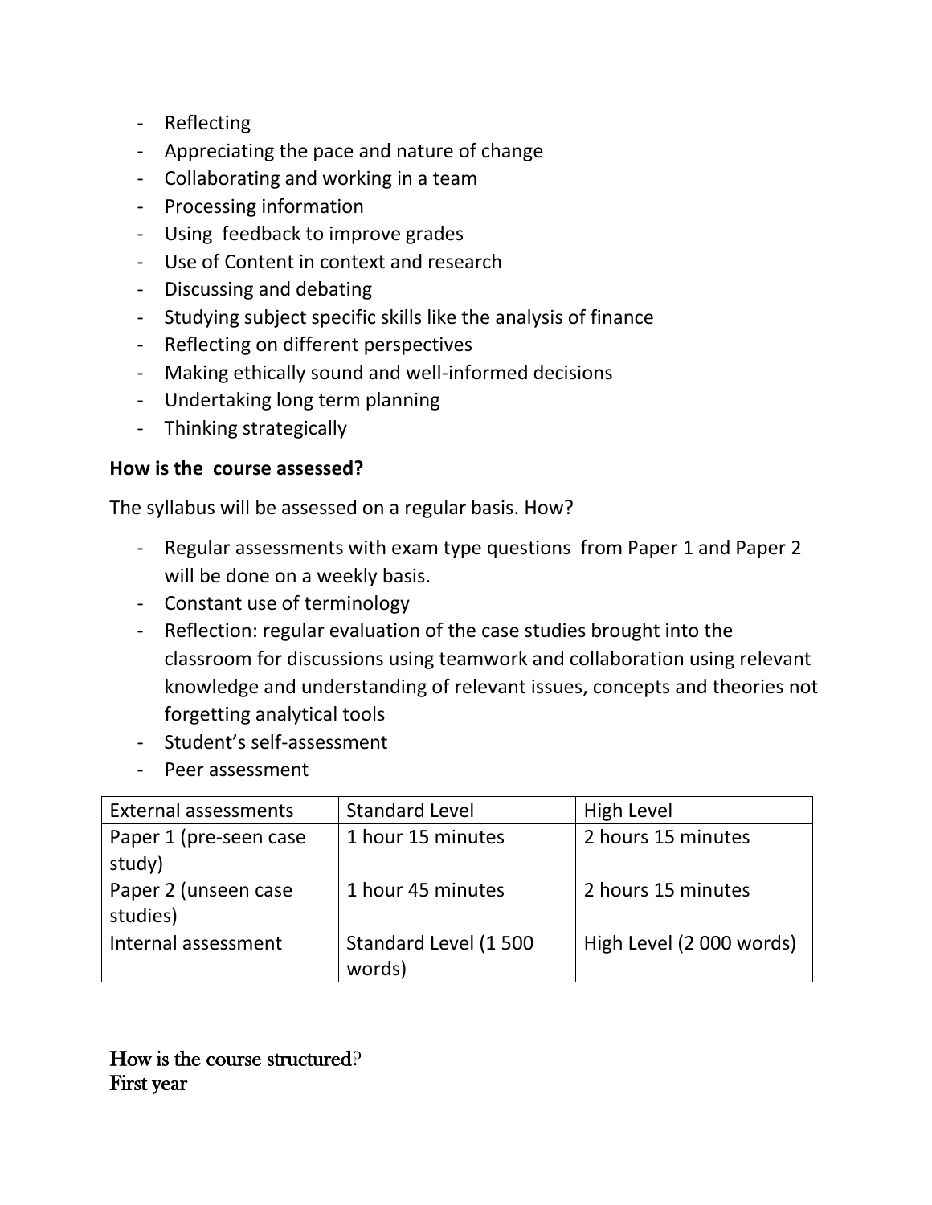- Reflecting
- Appreciating the pace and nature of change
- Collaborating and working in a team
- Processing information
- Using  feedback to improve grades
- Use of Content in context and research
- Discussing and debating
- Studying subject specific skills like the analysis of finance
- Reflecting on different perspectives
- Making ethically sound and well-informed decisions
- Undertaking long term planning
- Thinking strategically

**How is the  course assessed?**

The syllabus will be assessed on a regular basis. How?

- Regular assessments with exam type questions  from Paper 1 and Paper 2 will be done on a weekly basis.
- Constant use of terminology
- Reflection: regular evaluation of the case studies brought into the classroom for discussions using teamwork and collaboration using relevant knowledge and understanding of relevant issues, concepts and theories not forgetting analytical tools
- Student's self-assessment
- Peer assessment

| External assessments | Standard Level | High Level |
|---|---|---|
| Paper 1 (pre-seen case study) | 1 hour 15 minutes | 2 hours 15 minutes |
| Paper 2 (unseen case studies) | 1 hour 45 minutes | 2 hours 15 minutes |
| Internal assessment | Standard Level (1 500 words) | High Level (2 000 words) |

How is the course structured?

<u>First year</u>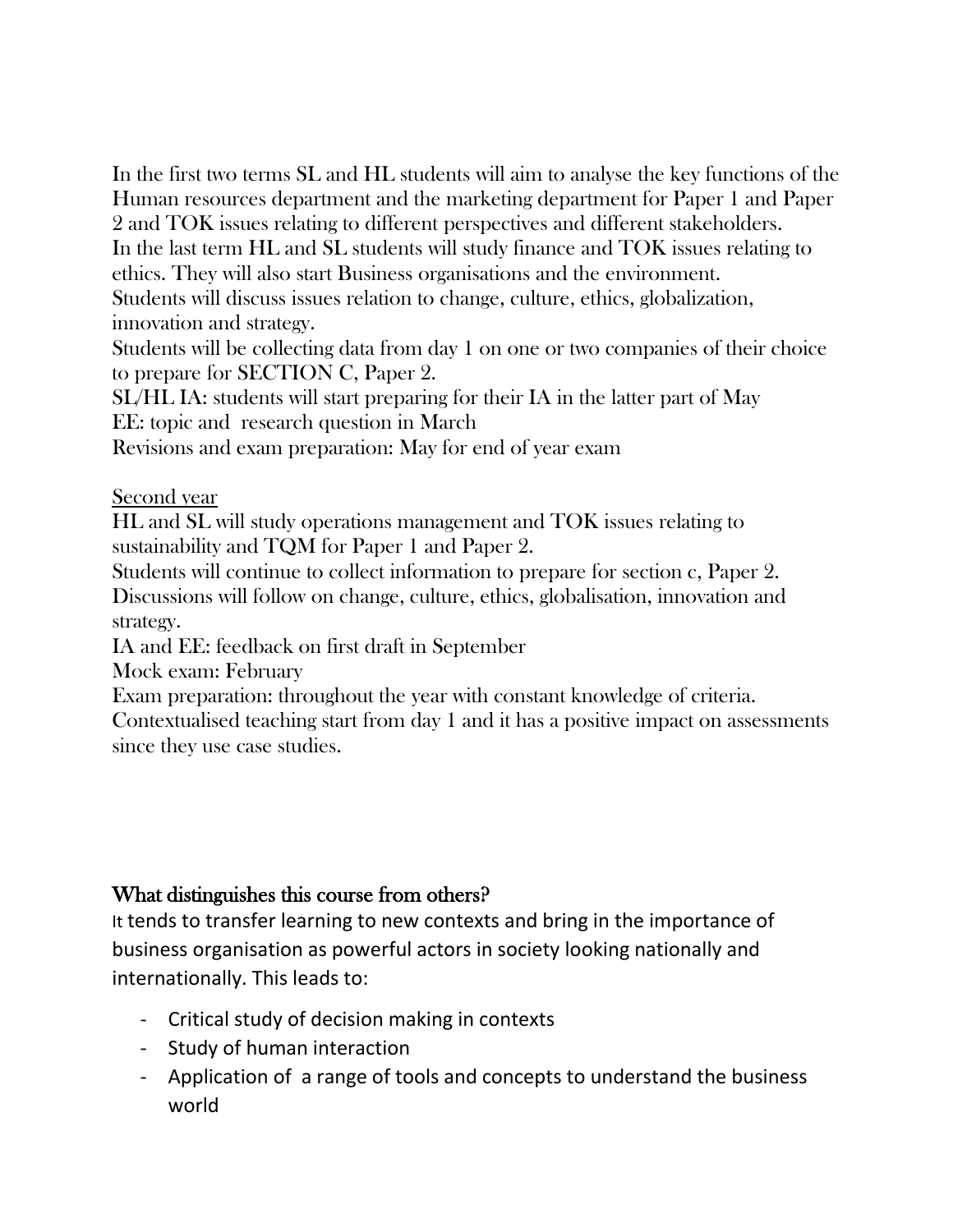In the first two terms SL and HL students will aim to analyse the key functions of the Human resources department and the marketing department for Paper 1 and Paper 2 and TOK issues relating to different perspectives and different stakeholders.
In the last term HL and SL students will study finance and TOK issues relating to ethics. They will also start Business organisations and the environment.
Students will discuss issues relation to change, culture, ethics, globalization, innovation and strategy.
Students will be collecting data from day 1 on one or two companies of their choice to prepare for SECTION C, Paper 2.
SL/HL IA: students will start preparing for their IA in the latter part of May
EE: topic and research question in March
Revisions and exam preparation: May for end of year exam

<u>Second year</u>
HL and SL will study operations management and TOK issues relating to sustainability and TQM for Paper 1 and Paper 2.
Students will continue to collect information to prepare for section c, Paper 2.
Discussions will follow on change, culture, ethics, globalisation, innovation and strategy.
IA and EE: feedback on first draft in September
Mock exam: February
Exam preparation: throughout the year with constant knowledge of criteria.
Contextualised teaching start from day 1 and it has a positive impact on assessments since they use case studies.

## What distinguishes this course from others?

It tends to transfer learning to new contexts and bring in the importance of business organisation as powerful actors in society looking nationally and internationally. This leads to:

- Critical study of decision making in contexts
- Study of human interaction
- Application of a range of tools and concepts to understand the business world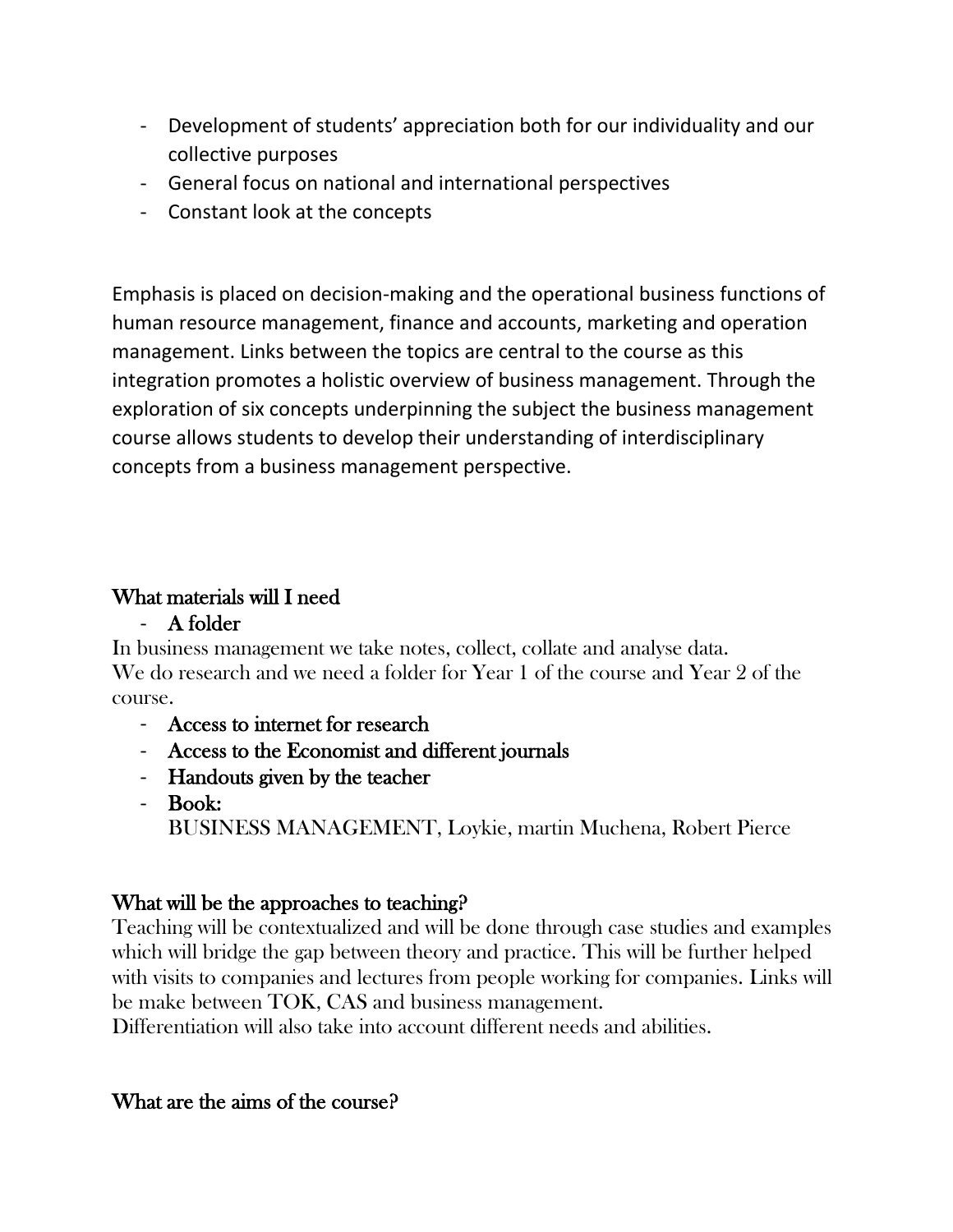- Development of students' appreciation both for our individuality and our collective purposes
- General focus on national and international perspectives
- Constant look at the concepts

Emphasis is placed on decision-making and the operational business functions of human resource management, finance and accounts, marketing and operation management. Links between the topics are central to the course as this integration promotes a holistic overview of business management. Through the exploration of six concepts underpinning the subject the business management course allows students to develop their understanding of interdisciplinary concepts from a business management perspective.

## What materials will I need

- **A folder**

In business management we take notes, collect, collate and analyse data.
We do research and we need a folder for Year 1 of the course and Year 2 of the course.

- **Access to internet for research**
- **Access to the Economist and different journals**
- **Handouts given by the teacher**
- **Book:**
  BUSINESS MANAGEMENT, Loykie, martin Muchena, Robert Pierce

## What will be the approaches to teaching?

Teaching will be contextualized and will be done through case studies and examples which will bridge the gap between theory and practice. This will be further helped with visits to companies and lectures from people working for companies. Links will be make between TOK, CAS and business management.
Differentiation will also take into account different needs and abilities.

## What are the aims of the course?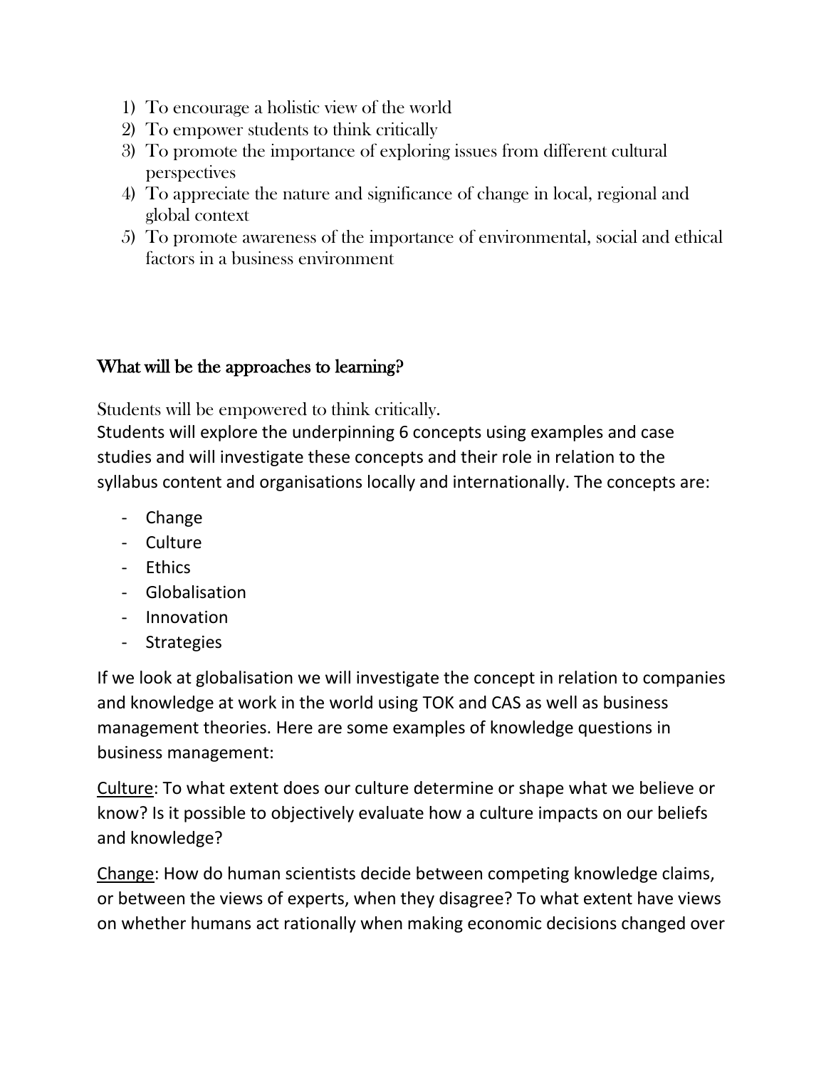1) To encourage a holistic view of the world
2) To empower students to think critically
3) To promote the importance of exploring issues from different cultural perspectives
4) To appreciate the nature and significance of change in local, regional and global context
5) To promote awareness of the importance of environmental, social and ethical factors in a business environment

## What will be the approaches to learning?

Students will be empowered to think critically.
Students will explore the underpinning 6 concepts using examples and case studies and will investigate these concepts and their role in relation to the syllabus content and organisations locally and internationally. The concepts are:

- Change
- Culture
- Ethics
- Globalisation
- Innovation
- Strategies

If we look at globalisation we will investigate the concept in relation to companies and knowledge at work in the world using TOK and CAS as well as business management theories. Here are some examples of knowledge questions in business management:

<u>Culture</u>: To what extent does our culture determine or shape what we believe or know? Is it possible to objectively evaluate how a culture impacts on our beliefs and knowledge?

<u>Change</u>: How do human scientists decide between competing knowledge claims, or between the views of experts, when they disagree? To what extent have views on whether humans act rationally when making economic decisions changed over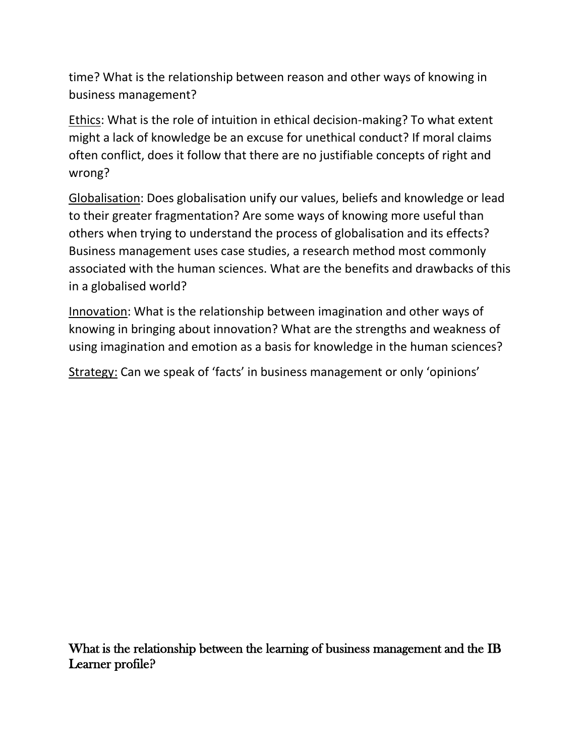time? What is the relationship between reason and other ways of knowing in business management?

Ethics: What is the role of intuition in ethical decision-making? To what extent might a lack of knowledge be an excuse for unethical conduct? If moral claims often conflict, does it follow that there are no justifiable concepts of right and wrong?

Globalisation: Does globalisation unify our values, beliefs and knowledge or lead to their greater fragmentation? Are some ways of knowing more useful than others when trying to understand the process of globalisation and its effects? Business management uses case studies, a research method most commonly associated with the human sciences. What are the benefits and drawbacks of this in a globalised world?

Innovation: What is the relationship between imagination and other ways of knowing in bringing about innovation? What are the strengths and weakness of using imagination and emotion as a basis for knowledge in the human sciences?

Strategy: Can we speak of 'facts' in business management or only 'opinions'

## What is the relationship between the learning of business management and the IB Learner profile?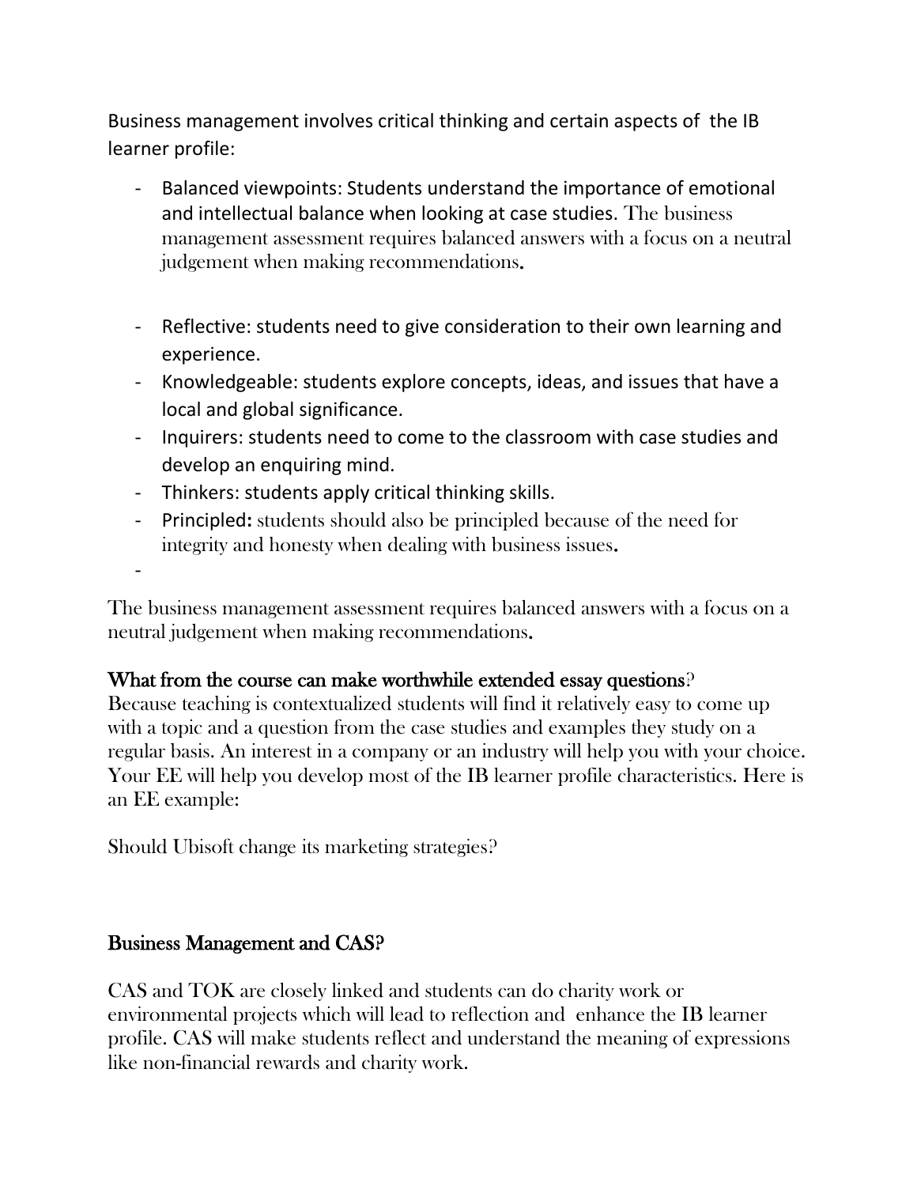Business management involves critical thinking and certain aspects of the IB learner profile:

- Balanced viewpoints: Students understand the importance of emotional and intellectual balance when looking at case studies. The business management assessment requires balanced answers with a focus on a neutral judgement when making recommendations.

- Reflective: students need to give consideration to their own learning and experience.
- Knowledgeable: students explore concepts, ideas, and issues that have a local and global significance.
- Inquirers: students need to come to the classroom with case studies and develop an enquiring mind.
- Thinkers: students apply critical thinking skills.
- Principled: students should also be principled because of the need for integrity and honesty when dealing with business issues.
-

The business management assessment requires balanced answers with a focus on a neutral judgement when making recommendations.

## What from the course can make worthwhile extended essay questions?

Because teaching is contextualized students will find it relatively easy to come up with a topic and a question from the case studies and examples they study on a regular basis. An interest in a company or an industry will help you with your choice. Your EE will help you develop most of the IB learner profile characteristics. Here is an EE example:

Should Ubisoft change its marketing strategies?

## Business Management and CAS?

CAS and TOK are closely linked and students can do charity work or environmental projects which will lead to reflection and enhance the IB learner profile. CAS will make students reflect and understand the meaning of expressions like non-financial rewards and charity work.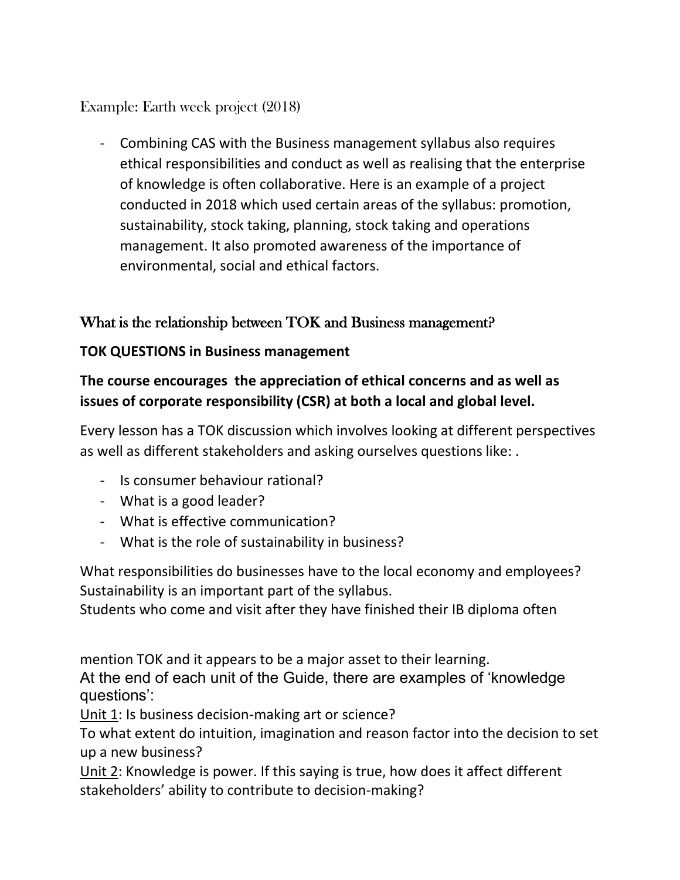Example: Earth week project (2018)

- Combining CAS with the Business management syllabus also requires ethical responsibilities and conduct as well as realising that the enterprise of knowledge is often collaborative. Here is an example of a project conducted in 2018 which used certain areas of the syllabus: promotion, sustainability, stock taking, planning, stock taking and operations management. It also promoted awareness of the importance of environmental, social and ethical factors.

## What is the relationship between TOK and Business management?

**TOK QUESTIONS in Business management**

**The course encourages the appreciation of ethical concerns and as well as issues of corporate responsibility (CSR) at both a local and global level.**

Every lesson has a TOK discussion which involves looking at different perspectives as well as different stakeholders and asking ourselves questions like: .

- Is consumer behaviour rational?
- What is a good leader?
- What is effective communication?
- What is the role of sustainability in business?

What responsibilities do businesses have to the local economy and employees?
Sustainability is an important part of the syllabus.
Students who come and visit after they have finished their IB diploma often

mention TOK and it appears to be a major asset to their learning.
At the end of each unit of the Guide, there are examples of 'knowledge questions':
Unit 1: Is business decision-making art or science?
To what extent do intuition, imagination and reason factor into the decision to set up a new business?
Unit 2: Knowledge is power. If this saying is true, how does it affect different stakeholders' ability to contribute to decision-making?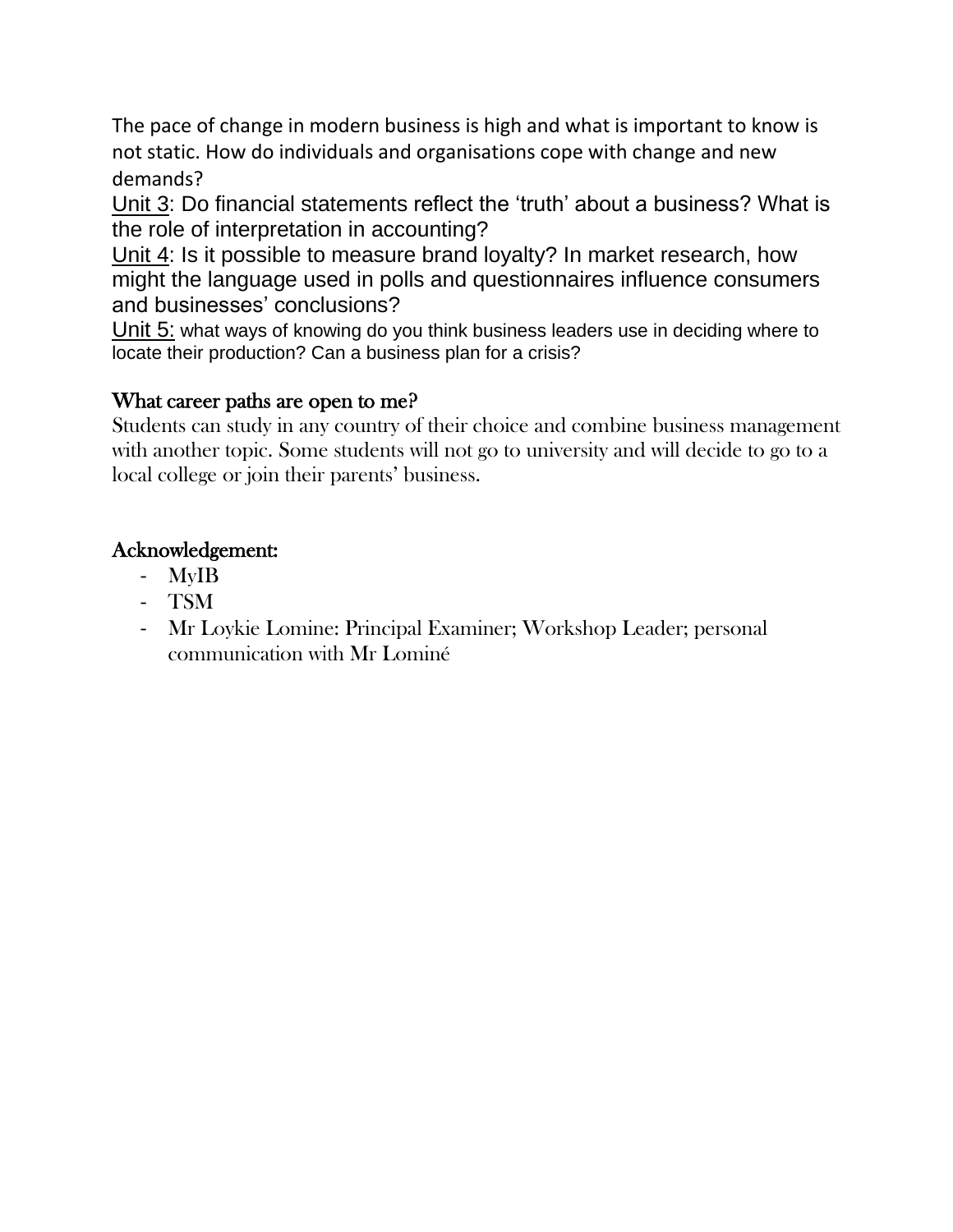The pace of change in modern business is high and what is important to know is not static. How do individuals and organisations cope with change and new demands?

Unit 3: Do financial statements reflect the 'truth' about a business? What is the role of interpretation in accounting?

Unit 4: Is it possible to measure brand loyalty? In market research, how might the language used in polls and questionnaires influence consumers and businesses' conclusions?

Unit 5: what ways of knowing do you think business leaders use in deciding where to locate their production? Can a business plan for a crisis?

## What career paths are open to me?

Students can study in any country of their choice and combine business management with another topic. Some students will not go to university and will decide to go to a local college or join their parents' business.

## Acknowledgement:

- MyIB
- TSM
- Mr Loykie Lomine: Principal Examiner; Workshop Leader; personal communication with Mr Lominé